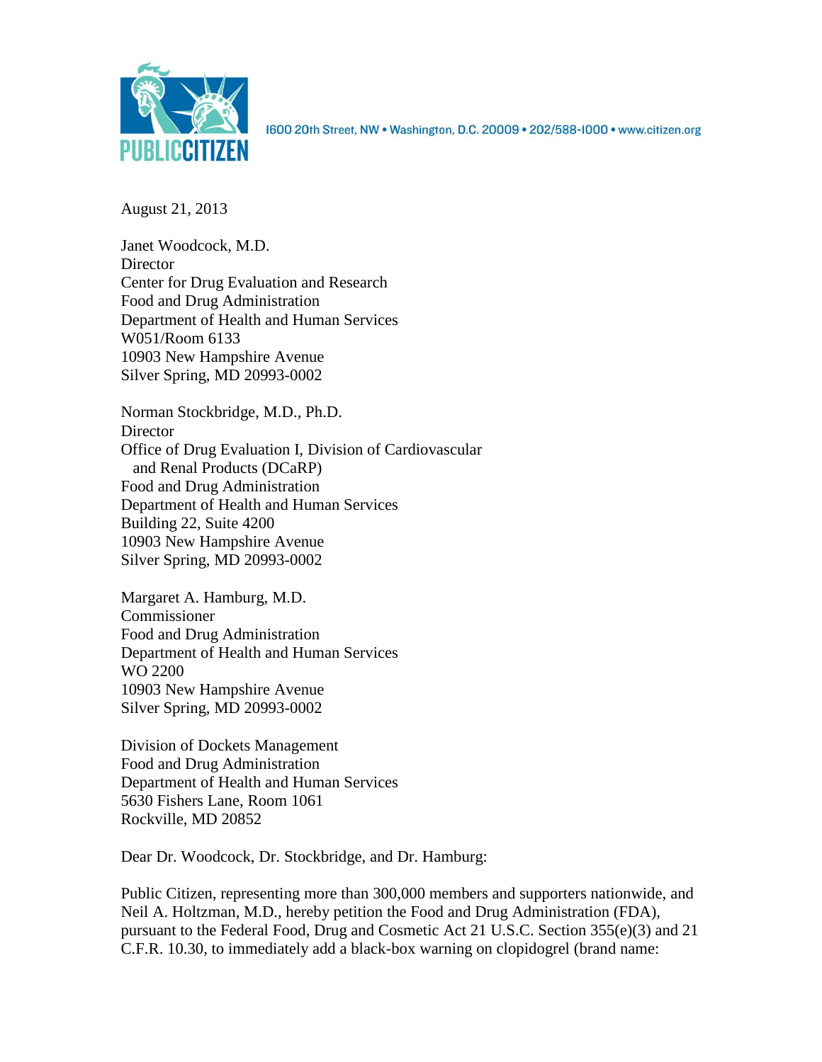PUBLIC CITIZEN

1600 20th Street, NW • Washington, D.C. 20009 • 202/588-1000 • www.citizen.org

August 21, 2013

Janet Woodcock, M.D.
Director
Center for Drug Evaluation and Research
Food and Drug Administration
Department of Health and Human Services
W051/Room 6133
10903 New Hampshire Avenue
Silver Spring, MD 20993-0002

Norman Stockbridge, M.D., Ph.D.
Director
Office of Drug Evaluation I, Division of Cardiovascular and Renal Products (DCaRP)
Food and Drug Administration
Department of Health and Human Services
Building 22, Suite 4200
10903 New Hampshire Avenue
Silver Spring, MD 20993-0002

Margaret A. Hamburg, M.D.
Commissioner
Food and Drug Administration
Department of Health and Human Services
WO 2200
10903 New Hampshire Avenue
Silver Spring, MD 20993-0002

Division of Dockets Management
Food and Drug Administration
Department of Health and Human Services
5630 Fishers Lane, Room 1061
Rockville, MD 20852

Dear Dr. Woodcock, Dr. Stockbridge, and Dr. Hamburg:

Public Citizen, representing more than 300,000 members and supporters nationwide, and Neil A. Holtzman, M.D., hereby petition the Food and Drug Administration (FDA), pursuant to the Federal Food, Drug and Cosmetic Act 21 U.S.C. Section 355(e)(3) and 21 C.F.R. 10.30, to immediately add a black-box warning on clopidogrel (brand name: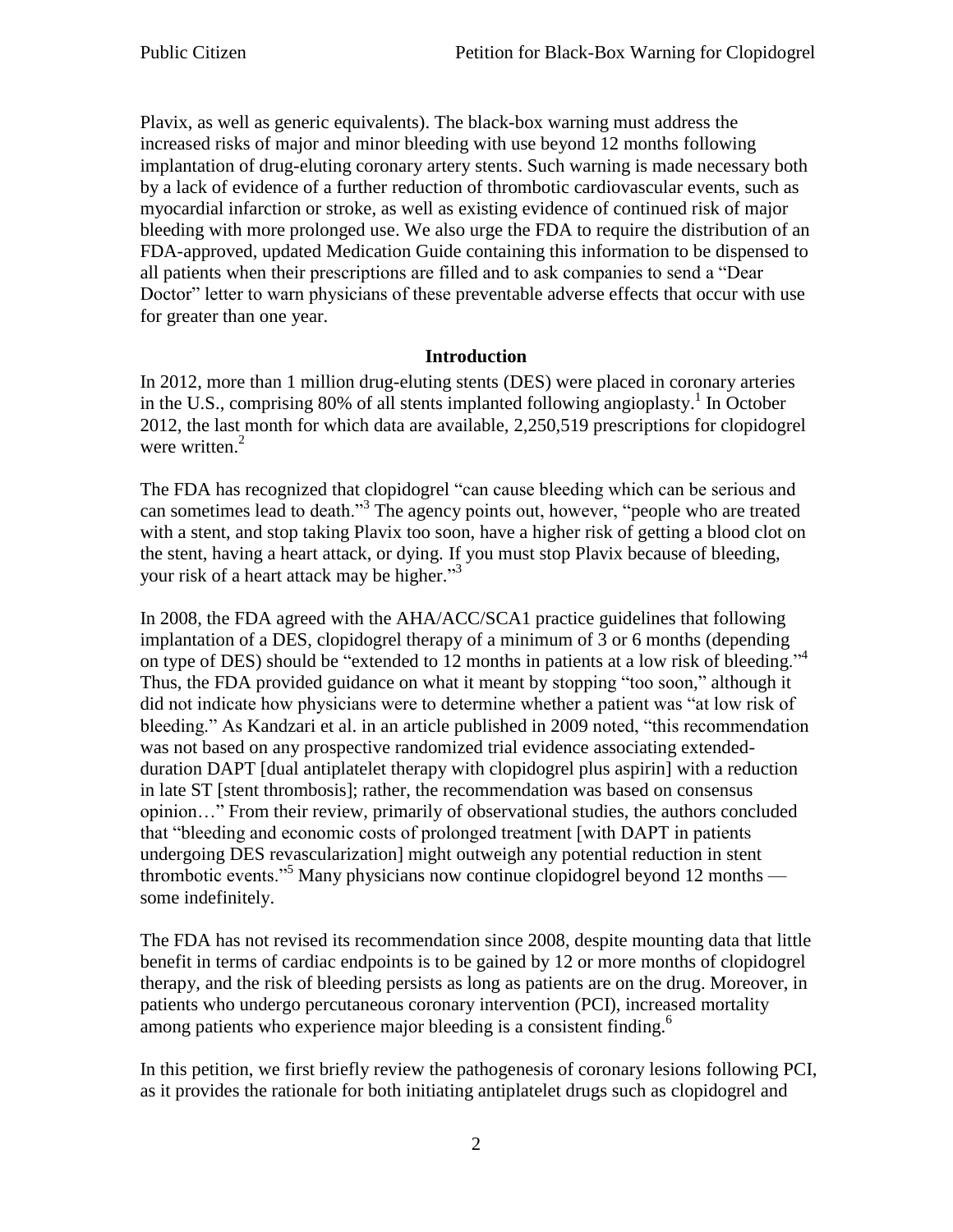Plavix, as well as generic equivalents). The black-box warning must address the increased risks of major and minor bleeding with use beyond 12 months following implantation of drug-eluting coronary artery stents. Such warning is made necessary both by a lack of evidence of a further reduction of thrombotic cardiovascular events, such as myocardial infarction or stroke, as well as existing evidence of continued risk of major bleeding with more prolonged use. We also urge the FDA to require the distribution of an FDA-approved, updated Medication Guide containing this information to be dispensed to all patients when their prescriptions are filled and to ask companies to send a "Dear Doctor" letter to warn physicians of these preventable adverse effects that occur with use for greater than one year.

## Introduction

In 2012, more than 1 million drug-eluting stents (DES) were placed in coronary arteries in the U.S., comprising 80% of all stents implanted following angioplasty.[1] In October 2012, the last month for which data are available, 2,250,519 prescriptions for clopidogrel were written.[2]

The FDA has recognized that clopidogrel "can cause bleeding which can be serious and can sometimes lead to death."[3] The agency points out, however, "people who are treated with a stent, and stop taking Plavix too soon, have a higher risk of getting a blood clot on the stent, having a heart attack, or dying. If you must stop Plavix because of bleeding, your risk of a heart attack may be higher."[3]

In 2008, the FDA agreed with the AHA/ACC/SCA1 practice guidelines that following implantation of a DES, clopidogrel therapy of a minimum of 3 or 6 months (depending on type of DES) should be "extended to 12 months in patients at a low risk of bleeding."[4] Thus, the FDA provided guidance on what it meant by stopping "too soon," although it did not indicate how physicians were to determine whether a patient was "at low risk of bleeding." As Kandzari et al. in an article published in 2009 noted, "this recommendation was not based on any prospective randomized trial evidence associating extended-duration DAPT [dual antiplatelet therapy with clopidogrel plus aspirin] with a reduction in late ST [stent thrombosis]; rather, the recommendation was based on consensus opinion…" From their review, primarily of observational studies, the authors concluded that "bleeding and economic costs of prolonged treatment [with DAPT in patients undergoing DES revascularization] might outweigh any potential reduction in stent thrombotic events."[5] Many physicians now continue clopidogrel beyond 12 months — some indefinitely.

The FDA has not revised its recommendation since 2008, despite mounting data that little benefit in terms of cardiac endpoints is to be gained by 12 or more months of clopidogrel therapy, and the risk of bleeding persists as long as patients are on the drug. Moreover, in patients who undergo percutaneous coronary intervention (PCI), increased mortality among patients who experience major bleeding is a consistent finding.[6]

In this petition, we first briefly review the pathogenesis of coronary lesions following PCI, as it provides the rationale for both initiating antiplatelet drugs such as clopidogrel and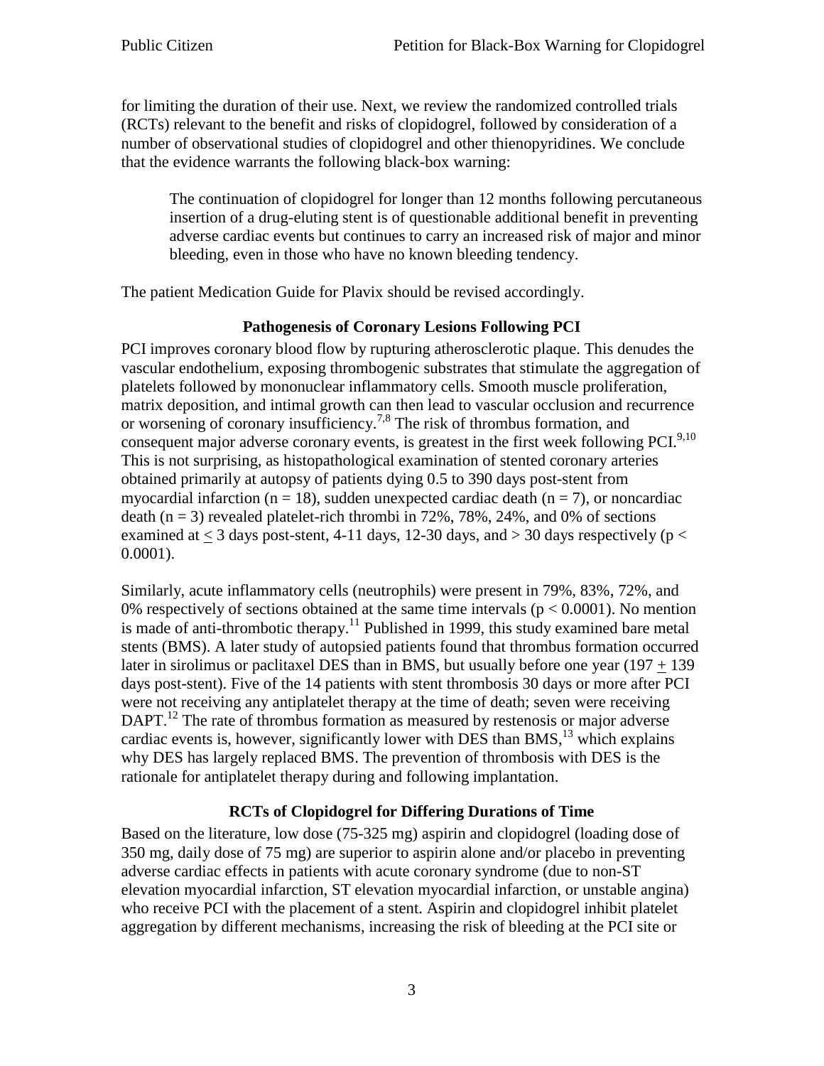for limiting the duration of their use. Next, we review the randomized controlled trials (RCTs) relevant to the benefit and risks of clopidogrel, followed by consideration of a number of observational studies of clopidogrel and other thienopyridines. We conclude that the evidence warrants the following black-box warning:

> The continuation of clopidogrel for longer than 12 months following percutaneous insertion of a drug-eluting stent is of questionable additional benefit in preventing adverse cardiac events but continues to carry an increased risk of major and minor bleeding, even in those who have no known bleeding tendency.

The patient Medication Guide for Plavix should be revised accordingly.

## Pathogenesis of Coronary Lesions Following PCI

PCI improves coronary blood flow by rupturing atherosclerotic plaque. This denudes the vascular endothelium, exposing thrombogenic substrates that stimulate the aggregation of platelets followed by mononuclear inflammatory cells. Smooth muscle proliferation, matrix deposition, and intimal growth can then lead to vascular occlusion and recurrence or worsening of coronary insufficiency.[7,8] The risk of thrombus formation, and consequent major adverse coronary events, is greatest in the first week following PCI.[9,10] This is not surprising, as histopathological examination of stented coronary arteries obtained primarily at autopsy of patients dying 0.5 to 390 days post-stent from myocardial infarction ($n = 18$), sudden unexpected cardiac death ($n = 7$), or noncardiac death ($n = 3$) revealed platelet-rich thrombi in 72%, 78%, 24%, and 0% of sections examined at $\leq 3$ days post-stent, 4-11 days, 12-30 days, and > 30 days respectively ($p < 0.0001$).

Similarly, acute inflammatory cells (neutrophils) were present in 79%, 83%, 72%, and 0% respectively of sections obtained at the same time intervals ($p < 0.0001$). No mention is made of anti-thrombotic therapy.[11] Published in 1999, this study examined bare metal stents (BMS). A later study of autopsied patients found that thrombus formation occurred later in sirolimus or paclitaxel DES than in BMS, but usually before one year ($197 \pm 139$ days post-stent). Five of the 14 patients with stent thrombosis 30 days or more after PCI were not receiving any antiplatelet therapy at the time of death; seven were receiving DAPT.[12] The rate of thrombus formation as measured by restenosis or major adverse cardiac events is, however, significantly lower with DES than BMS,[13] which explains why DES has largely replaced BMS. The prevention of thrombosis with DES is the rationale for antiplatelet therapy during and following implantation.

## RCTs of Clopidogrel for Differing Durations of Time

Based on the literature, low dose (75-325 mg) aspirin and clopidogrel (loading dose of 350 mg, daily dose of 75 mg) are superior to aspirin alone and/or placebo in preventing adverse cardiac effects in patients with acute coronary syndrome (due to non-ST elevation myocardial infarction, ST elevation myocardial infarction, or unstable angina) who receive PCI with the placement of a stent. Aspirin and clopidogrel inhibit platelet aggregation by different mechanisms, increasing the risk of bleeding at the PCI site or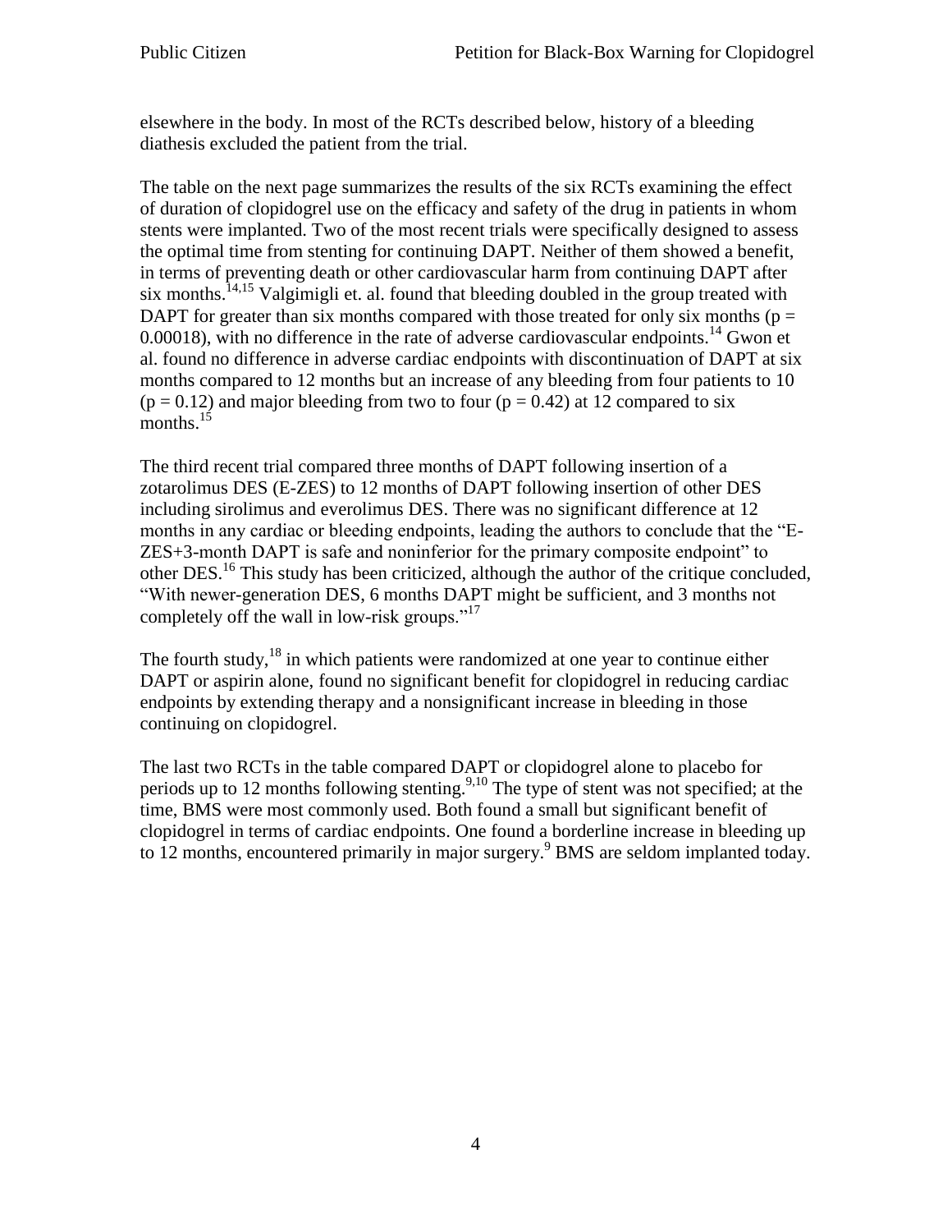elsewhere in the body. In most of the RCTs described below, history of a bleeding diathesis excluded the patient from the trial.

The table on the next page summarizes the results of the six RCTs examining the effect of duration of clopidogrel use on the efficacy and safety of the drug in patients in whom stents were implanted. Two of the most recent trials were specifically designed to assess the optimal time from stenting for continuing DAPT. Neither of them showed a benefit, in terms of preventing death or other cardiovascular harm from continuing DAPT after six months.[14,15] Valgimigli et. al. found that bleeding doubled in the group treated with DAPT for greater than six months compared with those treated for only six months ($p = 0.00018$), with no difference in the rate of adverse cardiovascular endpoints.[14] Gwon et al. found no difference in adverse cardiac endpoints with discontinuation of DAPT at six months compared to 12 months but an increase of any bleeding from four patients to 10 ($p = 0.12$) and major bleeding from two to four ($p = 0.42$) at 12 compared to six months.[15]

The third recent trial compared three months of DAPT following insertion of a zotarolimus DES (E-ZES) to 12 months of DAPT following insertion of other DES including sirolimus and everolimus DES. There was no significant difference at 12 months in any cardiac or bleeding endpoints, leading the authors to conclude that the "E-ZES+3-month DAPT is safe and noninferior for the primary composite endpoint" to other DES.[16] This study has been criticized, although the author of the critique concluded, "With newer-generation DES, 6 months DAPT might be sufficient, and 3 months not completely off the wall in low-risk groups."[17]

The fourth study,[18] in which patients were randomized at one year to continue either DAPT or aspirin alone, found no significant benefit for clopidogrel in reducing cardiac endpoints by extending therapy and a nonsignificant increase in bleeding in those continuing on clopidogrel.

The last two RCTs in the table compared DAPT or clopidogrel alone to placebo for periods up to 12 months following stenting.[9,10] The type of stent was not specified; at the time, BMS were most commonly used. Both found a small but significant benefit of clopidogrel in terms of cardiac endpoints. One found a borderline increase in bleeding up to 12 months, encountered primarily in major surgery.[9] BMS are seldom implanted today.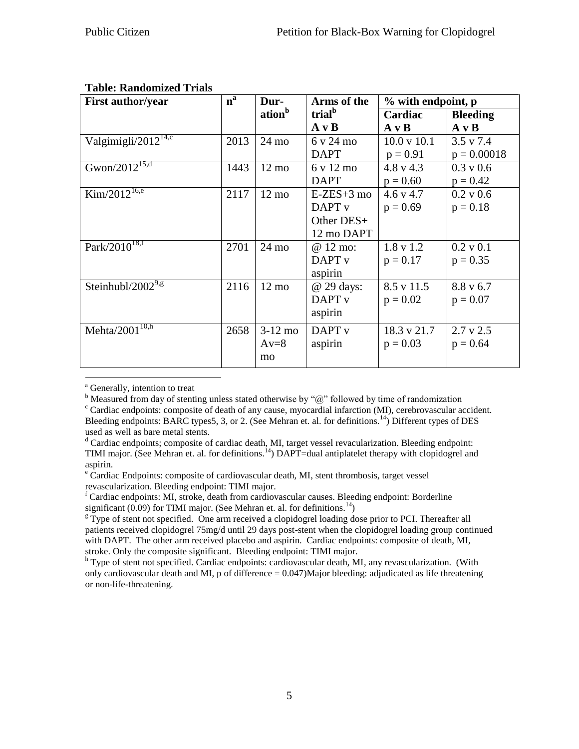**Table: Randomized Trials**

| First author/year | n[a] | Duration[b] | Arms of the trial[b] A v B | % with endpoint, p | |
|---|---|---|---|---|---|
| | | | | Cardiac A v B | Bleeding A v B |
| Valgimigli/2012[14,c] | 2013 | 24 mo | 6 v 24 mo DAPT | 10.0 v 10.1 p = 0.91 | 3.5 v 7.4 p = 0.00018 |
| Gwon/2012[15,d] | 1443 | 12 mo | 6 v 12 mo DAPT | 4.8 v 4.3 p = 0.60 | 0.3 v 0.6 p = 0.42 |
| Kim/2012[16,e] | 2117 | 12 mo | E-ZES+3 mo DAPT v Other DES+ 12 mo DAPT | 4.6 v 4.7 p = 0.69 | 0.2 v 0.6 p = 0.18 |
| Park/2010[18,f] | 2701 | 24 mo | @ 12 mo: DAPT v aspirin | 1.8 v 1.2 p = 0.17 | 0.2 v 0.1 p = 0.35 |
| Steinhubl/2002[9,g] | 2116 | 12 mo | @ 29 days: DAPT v aspirin | 8.5 v 11.5 p = 0.02 | 8.8 v 6.7 p = 0.07 |
| Mehta/2001[10,h] | 2658 | 3-12 mo Av=8 mo | DAPT v aspirin | 18.3 v 21.7 p = 0.03 | 2.7 v 2.5 p = 0.64 |

[a] Generally, intention to treat

[b] Measured from day of stenting unless stated otherwise by "@" followed by time of randomization

[c] Cardiac endpoints: composite of death of any cause, myocardial infarction (MI), cerebrovascular accident. Bleeding endpoints: BARC types5, 3, or 2. (See Mehran et. al. for definitions.[14]) Different types of DES used as well as bare metal stents.

[d] Cardiac endpoints; composite of cardiac death, MI, target vessel revacularization. Bleeding endpoint: TIMI major. (See Mehran et. al. for definitions.[14]) DAPT=dual antiplatelet therapy with clopidogrel and aspirin.

[e] Cardiac Endpoints: composite of cardiovascular death, MI, stent thrombosis, target vessel revascularization. Bleeding endpoint: TIMI major.

[f] Cardiac endpoints: MI, stroke, death from cardiovascular causes. Bleeding endpoint: Borderline significant (0.09) for TIMI major. (See Mehran et. al. for definitions.[14])

[g] Type of stent not specified. One arm received a clopidogrel loading dose prior to PCI. Thereafter all patients received clopidogrel 75mg/d until 29 days post-stent when the clopidogrel loading group continued with DAPT. The other arm received placebo and aspirin. Cardiac endpoints: composite of death, MI, stroke. Only the composite significant. Bleeding endpoint: TIMI major.

[h] Type of stent not specified. Cardiac endpoints: cardiovascular death, MI, any revascularization. (With only cardiovascular death and MI, p of difference = 0.047)Major bleeding: adjudicated as life threatening or non-life-threatening.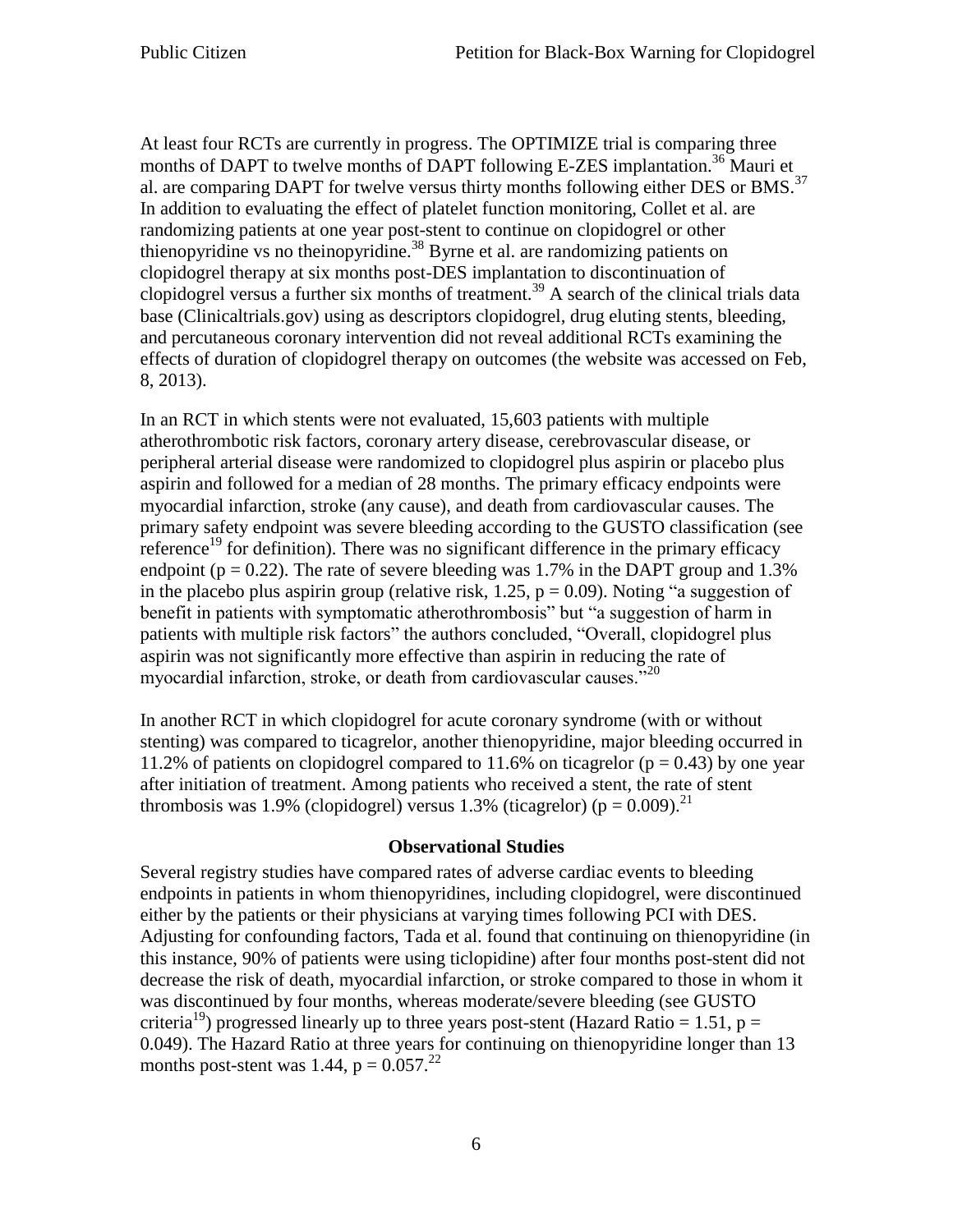At least four RCTs are currently in progress. The OPTIMIZE trial is comparing three months of DAPT to twelve months of DAPT following E-ZES implantation.[36] Mauri et al. are comparing DAPT for twelve versus thirty months following either DES or BMS.[37] In addition to evaluating the effect of platelet function monitoring, Collet et al. are randomizing patients at one year post-stent to continue on clopidogrel or other thienopyridine vs no theinopyridine.[38] Byrne et al. are randomizing patients on clopidogrel therapy at six months post-DES implantation to discontinuation of clopidogrel versus a further six months of treatment.[39] A search of the clinical trials data base (Clinicaltrials.gov) using as descriptors clopidogrel, drug eluting stents, bleeding, and percutaneous coronary intervention did not reveal additional RCTs examining the effects of duration of clopidogrel therapy on outcomes (the website was accessed on Feb, 8, 2013).

In an RCT in which stents were not evaluated, 15,603 patients with multiple atherothrombotic risk factors, coronary artery disease, cerebrovascular disease, or peripheral arterial disease were randomized to clopidogrel plus aspirin or placebo plus aspirin and followed for a median of 28 months. The primary efficacy endpoints were myocardial infarction, stroke (any cause), and death from cardiovascular causes. The primary safety endpoint was severe bleeding according to the GUSTO classification (see reference[19] for definition). There was no significant difference in the primary efficacy endpoint ($p = 0.22$). The rate of severe bleeding was 1.7% in the DAPT group and 1.3% in the placebo plus aspirin group (relative risk, 1.25, $p = 0.09$). Noting "a suggestion of benefit in patients with symptomatic atherothrombosis" but "a suggestion of harm in patients with multiple risk factors" the authors concluded, "Overall, clopidogrel plus aspirin was not significantly more effective than aspirin in reducing the rate of myocardial infarction, stroke, or death from cardiovascular causes."[20]

In another RCT in which clopidogrel for acute coronary syndrome (with or without stenting) was compared to ticagrelor, another thienopyridine, major bleeding occurred in 11.2% of patients on clopidogrel compared to 11.6% on ticagrelor ($p = 0.43$) by one year after initiation of treatment. Among patients who received a stent, the rate of stent thrombosis was 1.9% (clopidogrel) versus 1.3% (ticagrelor) ($p = 0.009$).[21]

### Observational Studies

Several registry studies have compared rates of adverse cardiac events to bleeding endpoints in patients in whom thienopyridines, including clopidogrel, were discontinued either by the patients or their physicians at varying times following PCI with DES. Adjusting for confounding factors, Tada et al. found that continuing on thienopyridine (in this instance, 90% of patients were using ticlopidine) after four months post-stent did not decrease the risk of death, myocardial infarction, or stroke compared to those in whom it was discontinued by four months, whereas moderate/severe bleeding (see GUSTO criteria[19]) progressed linearly up to three years post-stent (Hazard Ratio = 1.51, $p = 0.049$). The Hazard Ratio at three years for continuing on thienopyridine longer than 13 months post-stent was 1.44, $p = 0.057$.[22]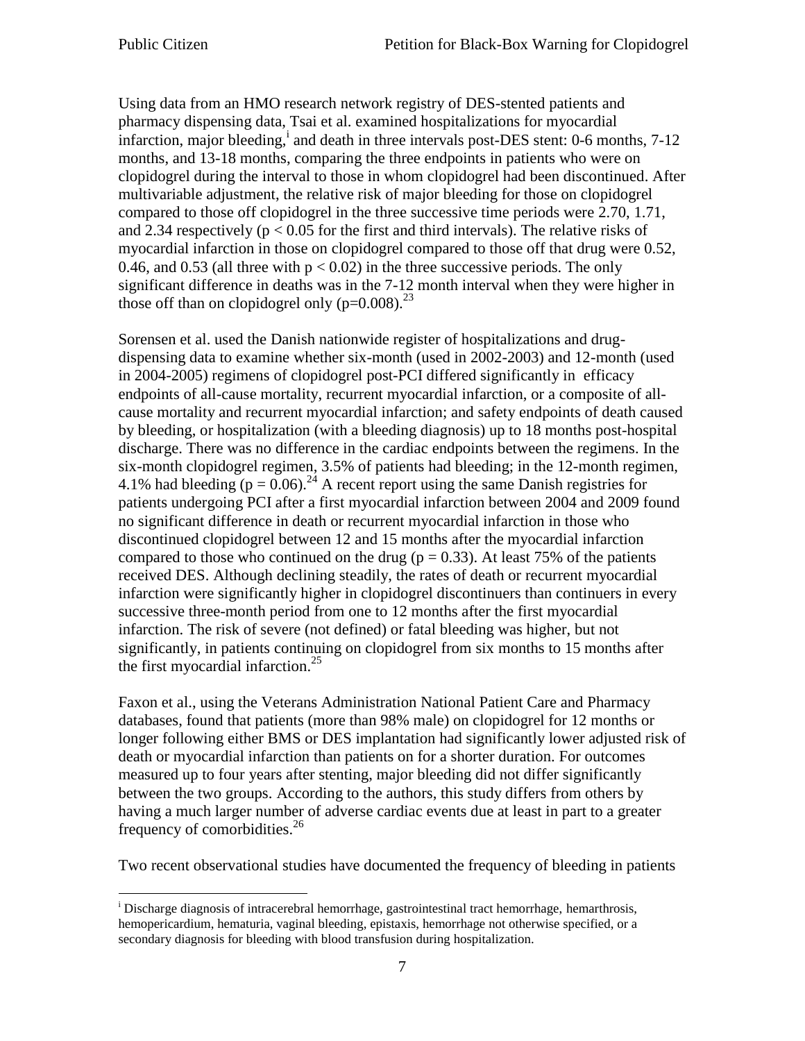Using data from an HMO research network registry of DES-stented patients and pharmacy dispensing data, Tsai et al. examined hospitalizations for myocardial infarction, major bleeding,[i] and death in three intervals post-DES stent: 0-6 months, 7-12 months, and 13-18 months, comparing the three endpoints in patients who were on clopidogrel during the interval to those in whom clopidogrel had been discontinued. After multivariable adjustment, the relative risk of major bleeding for those on clopidogrel compared to those off clopidogrel in the three successive time periods were 2.70, 1.71, and 2.34 respectively ($p < 0.05$ for the first and third intervals). The relative risks of myocardial infarction in those on clopidogrel compared to those off that drug were 0.52, 0.46, and 0.53 (all three with $p < 0.02$) in the three successive periods. The only significant difference in deaths was in the 7-12 month interval when they were higher in those off than on clopidogrel only ($p=0.008$).[23]

Sorensen et al. used the Danish nationwide register of hospitalizations and drug-dispensing data to examine whether six-month (used in 2002-2003) and 12-month (used in 2004-2005) regimens of clopidogrel post-PCI differed significantly in efficacy endpoints of all-cause mortality, recurrent myocardial infarction, or a composite of all-cause mortality and recurrent myocardial infarction; and safety endpoints of death caused by bleeding, or hospitalization (with a bleeding diagnosis) up to 18 months post-hospital discharge. There was no difference in the cardiac endpoints between the regimens. In the six-month clopidogrel regimen, 3.5% of patients had bleeding; in the 12-month regimen, 4.1% had bleeding ($p = 0.06$).[24] A recent report using the same Danish registries for patients undergoing PCI after a first myocardial infarction between 2004 and 2009 found no significant difference in death or recurrent myocardial infarction in those who discontinued clopidogrel between 12 and 15 months after the myocardial infarction compared to those who continued on the drug ($p = 0.33$). At least 75% of the patients received DES. Although declining steadily, the rates of death or recurrent myocardial infarction were significantly higher in clopidogrel discontinuers than continuers in every successive three-month period from one to 12 months after the first myocardial infarction. The risk of severe (not defined) or fatal bleeding was higher, but not significantly, in patients continuing on clopidogrel from six months to 15 months after the first myocardial infarction.[25]

Faxon et al., using the Veterans Administration National Patient Care and Pharmacy databases, found that patients (more than 98% male) on clopidogrel for 12 months or longer following either BMS or DES implantation had significantly lower adjusted risk of death or myocardial infarction than patients on for a shorter duration. For outcomes measured up to four years after stenting, major bleeding did not differ significantly between the two groups. According to the authors, this study differs from others by having a much larger number of adverse cardiac events due at least in part to a greater frequency of comorbidities.[26]

Two recent observational studies have documented the frequency of bleeding in patients

[i] Discharge diagnosis of intracerebral hemorrhage, gastrointestinal tract hemorrhage, hemarthrosis, hemopericardium, hematuria, vaginal bleeding, epistaxis, hemorrhage not otherwise specified, or a secondary diagnosis for bleeding with blood transfusion during hospitalization.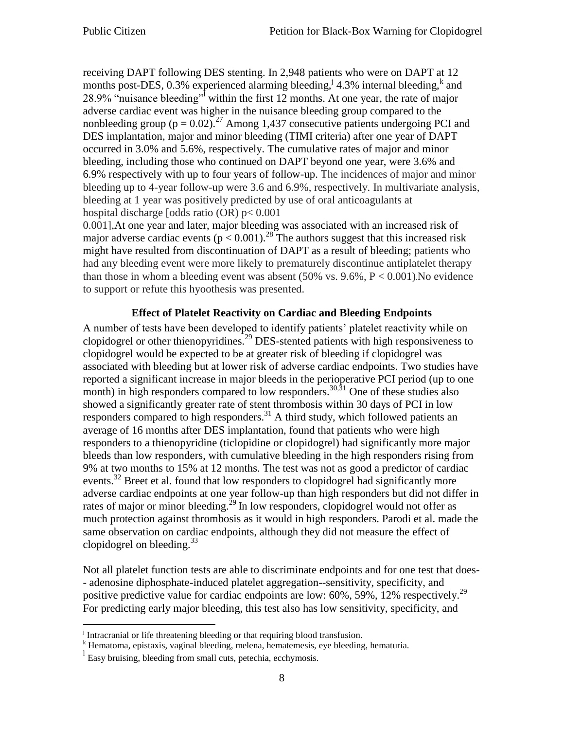receiving DAPT following DES stenting. In 2,948 patients who were on DAPT at 12 months post-DES, 0.3% experienced alarming bleeding,[j] 4.3% internal bleeding,[k] and 28.9% "nuisance bleeding"[l] within the first 12 months. At one year, the rate of major adverse cardiac event was higher in the nuisance bleeding group compared to the nonbleeding group ($p = 0.02$).[27] Among 1,437 consecutive patients undergoing PCI and DES implantation, major and minor bleeding (TIMI criteria) after one year of DAPT occurred in 3.0% and 5.6%, respectively. The cumulative rates of major and minor bleeding, including those who continued on DAPT beyond one year, were 3.6% and 6.9% respectively with up to four years of follow-up. The incidences of major and minor bleeding up to 4-year follow-up were 3.6 and 6.9%, respectively. In multivariate analysis, bleeding at 1 year was positively predicted by use of oral anticoagulants at hospital discharge [odds ratio (OR) $p < 0.001$ 0.001],At one year and later, major bleeding was associated with an increased risk of major adverse cardiac events ($p < 0.001$).[28] The authors suggest that this increased risk might have resulted from discontinuation of DAPT as a result of bleeding; patients who had any bleeding event were more likely to prematurely discontinue antiplatelet therapy than those in whom a bleeding event was absent (50% vs. 9.6%, $P < 0.001$).No evidence to support or refute this hyothesis was presented.

### Effect of Platelet Reactivity on Cardiac and Bleeding Endpoints

A number of tests have been developed to identify patients' platelet reactivity while on clopidogrel or other thienopyridines.[29] DES-stented patients with high responsiveness to clopidogrel would be expected to be at greater risk of bleeding if clopidogrel was associated with bleeding but at lower risk of adverse cardiac endpoints. Two studies have reported a significant increase in major bleeds in the perioperative PCI period (up to one month) in high responders compared to low responders.[30,31] One of these studies also showed a significantly greater rate of stent thrombosis within 30 days of PCI in low responders compared to high responders.[31] A third study, which followed patients an average of 16 months after DES implantation, found that patients who were high responders to a thienopyridine (ticlopidine or clopidogrel) had significantly more major bleeds than low responders, with cumulative bleeding in the high responders rising from 9% at two months to 15% at 12 months. The test was not as good a predictor of cardiac events.[32] Breet et al. found that low responders to clopidogrel had significantly more adverse cardiac endpoints at one year follow-up than high responders but did not differ in rates of major or minor bleeding.[29] In low responders, clopidogrel would not offer as much protection against thrombosis as it would in high responders. Parodi et al. made the same observation on cardiac endpoints, although they did not measure the effect of clopidogrel on bleeding.[33]

Not all platelet function tests are able to discriminate endpoints and for one test that does-- adenosine diphosphate-induced platelet aggregation--sensitivity, specificity, and positive predictive value for cardiac endpoints are low: 60%, 59%, 12% respectively.[29] For predicting early major bleeding, this test also has low sensitivity, specificity, and

---

[j] Intracranial or life threatening bleeding or that requiring blood transfusion.

[k] Hematoma, epistaxis, vaginal bleeding, melena, hematemesis, eye bleeding, hematuria.

[l] Easy bruising, bleeding from small cuts, petechia, ecchymosis.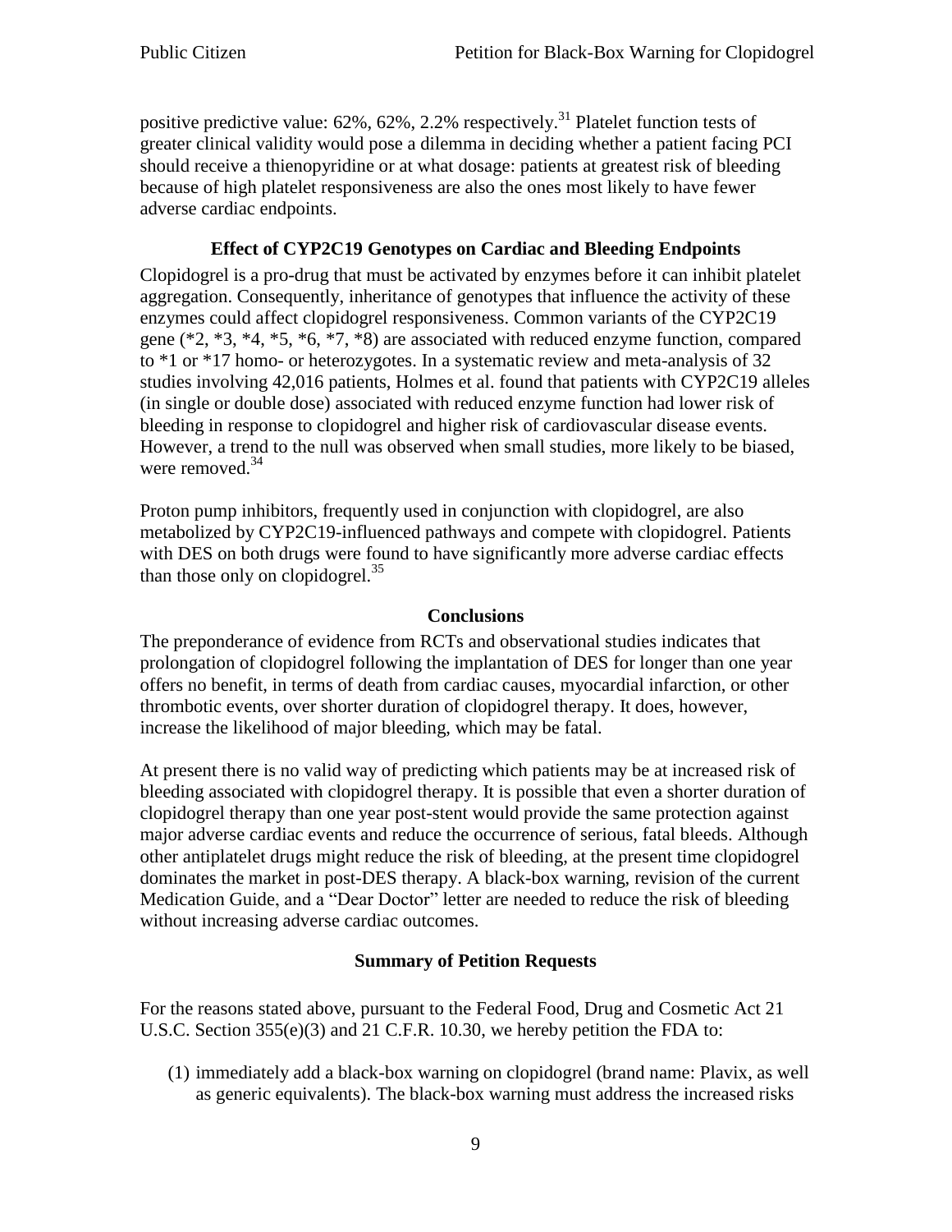positive predictive value: 62%, 62%, 2.2% respectively.[31] Platelet function tests of greater clinical validity would pose a dilemma in deciding whether a patient facing PCI should receive a thienopyridine or at what dosage: patients at greatest risk of bleeding because of high platelet responsiveness are also the ones most likely to have fewer adverse cardiac endpoints.

### Effect of CYP2C19 Genotypes on Cardiac and Bleeding Endpoints

Clopidogrel is a pro-drug that must be activated by enzymes before it can inhibit platelet aggregation. Consequently, inheritance of genotypes that influence the activity of these enzymes could affect clopidogrel responsiveness. Common variants of the CYP2C19 gene (*2, *3, *4, *5, *6, *7, *8) are associated with reduced enzyme function, compared to *1 or *17 homo- or heterozygotes. In a systematic review and meta-analysis of 32 studies involving 42,016 patients, Holmes et al. found that patients with CYP2C19 alleles (in single or double dose) associated with reduced enzyme function had lower risk of bleeding in response to clopidogrel and higher risk of cardiovascular disease events. However, a trend to the null was observed when small studies, more likely to be biased, were removed.[34]

Proton pump inhibitors, frequently used in conjunction with clopidogrel, are also metabolized by CYP2C19-influenced pathways and compete with clopidogrel. Patients with DES on both drugs were found to have significantly more adverse cardiac effects than those only on clopidogrel.[35]

### Conclusions

The preponderance of evidence from RCTs and observational studies indicates that prolongation of clopidogrel following the implantation of DES for longer than one year offers no benefit, in terms of death from cardiac causes, myocardial infarction, or other thrombotic events, over shorter duration of clopidogrel therapy. It does, however, increase the likelihood of major bleeding, which may be fatal.

At present there is no valid way of predicting which patients may be at increased risk of bleeding associated with clopidogrel therapy. It is possible that even a shorter duration of clopidogrel therapy than one year post-stent would provide the same protection against major adverse cardiac events and reduce the occurrence of serious, fatal bleeds. Although other antiplatelet drugs might reduce the risk of bleeding, at the present time clopidogrel dominates the market in post-DES therapy. A black-box warning, revision of the current Medication Guide, and a "Dear Doctor" letter are needed to reduce the risk of bleeding without increasing adverse cardiac outcomes.

### Summary of Petition Requests

For the reasons stated above, pursuant to the Federal Food, Drug and Cosmetic Act 21 U.S.C. Section 355(e)(3) and 21 C.F.R. 10.30, we hereby petition the FDA to:

(1) immediately add a black-box warning on clopidogrel (brand name: Plavix, as well as generic equivalents). The black-box warning must address the increased risks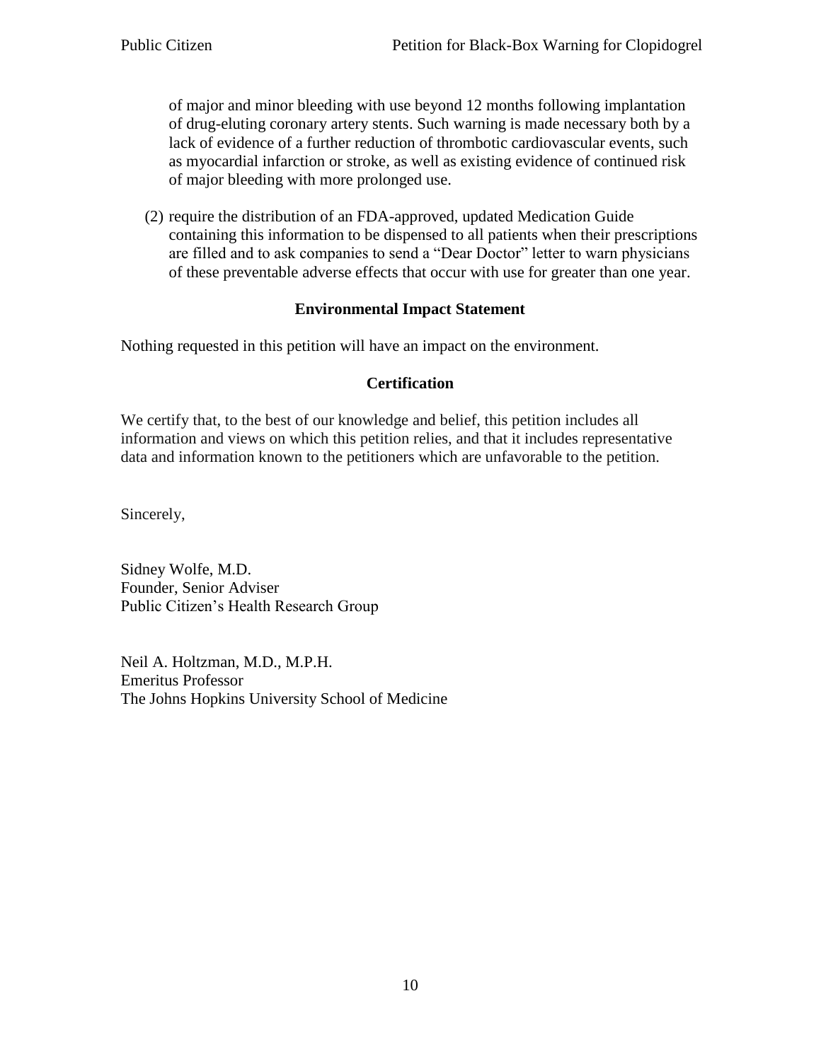of major and minor bleeding with use beyond 12 months following implantation of drug-eluting coronary artery stents. Such warning is made necessary both by a lack of evidence of a further reduction of thrombotic cardiovascular events, such as myocardial infarction or stroke, as well as existing evidence of continued risk of major bleeding with more prolonged use.

(2) require the distribution of an FDA-approved, updated Medication Guide containing this information to be dispensed to all patients when their prescriptions are filled and to ask companies to send a "Dear Doctor" letter to warn physicians of these preventable adverse effects that occur with use for greater than one year.

**Environmental Impact Statement**

Nothing requested in this petition will have an impact on the environment.

**Certification**

We certify that, to the best of our knowledge and belief, this petition includes all information and views on which this petition relies, and that it includes representative data and information known to the petitioners which are unfavorable to the petition.

Sincerely,

Sidney Wolfe, M.D.
Founder, Senior Adviser
Public Citizen's Health Research Group

Neil A. Holtzman, M.D., M.P.H.
Emeritus Professor
The Johns Hopkins University School of Medicine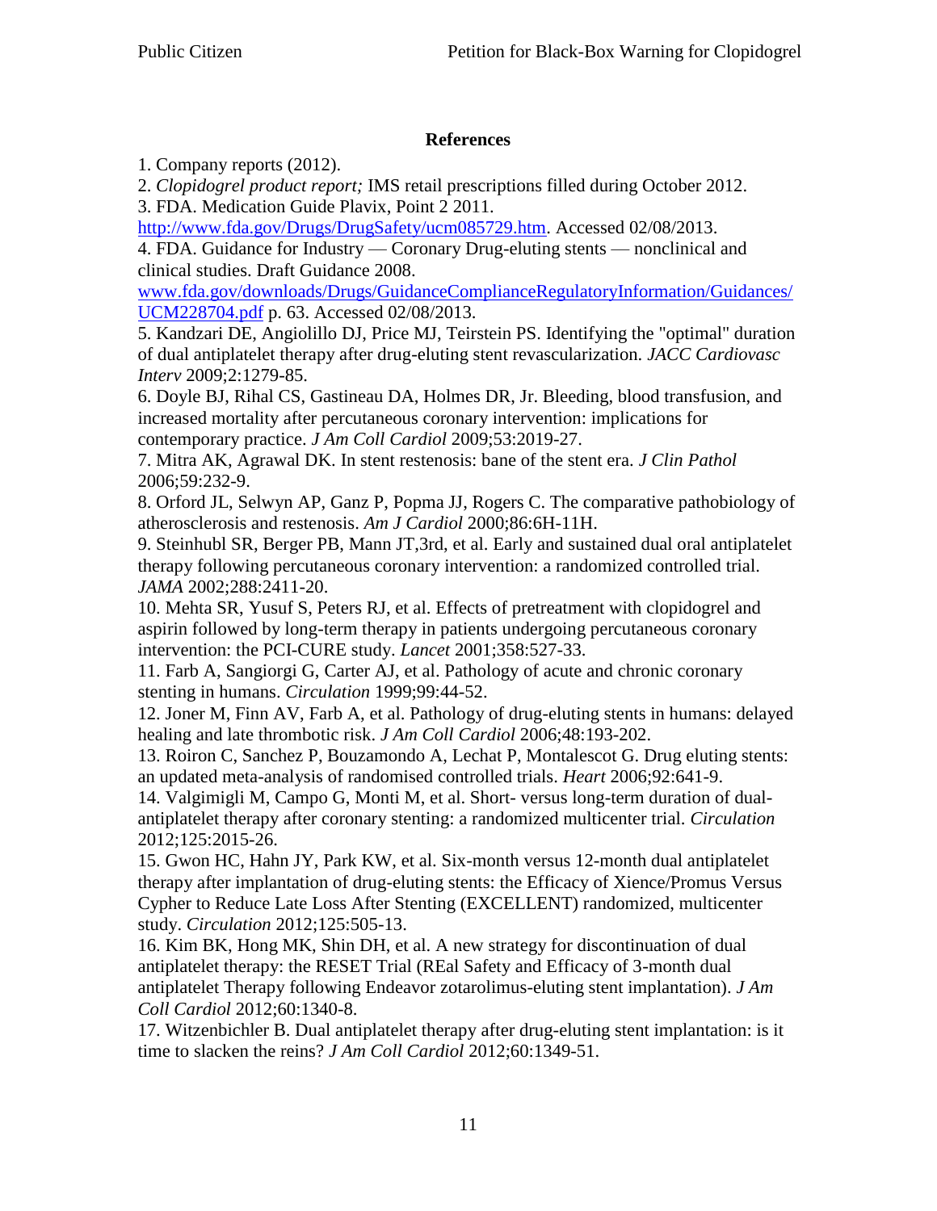**References**

1. Company reports (2012).
2. *Clopidogrel product report;* IMS retail prescriptions filled during October 2012.
3. FDA. Medication Guide Plavix, Point 2 2011. [http://www.fda.gov/Drugs/DrugSafety/ucm085729.htm](http://www.fda.gov/Drugs/DrugSafety/ucm085729.htm). Accessed 02/08/2013.
4. FDA. Guidance for Industry — Coronary Drug-eluting stents — nonclinical and clinical studies. Draft Guidance 2008. [www.fda.gov/downloads/Drugs/GuidanceComplianceRegulatoryInformation/Guidances/UCM228704.pdf](www.fda.gov/downloads/Drugs/GuidanceComplianceRegulatoryInformation/Guidances/UCM228704.pdf) p. 63. Accessed 02/08/2013.
5. Kandzari DE, Angiolillo DJ, Price MJ, Teirstein PS. Identifying the "optimal" duration of dual antiplatelet therapy after drug-eluting stent revascularization. *JACC Cardiovasc Interv* 2009;2:1279-85.
6. Doyle BJ, Rihal CS, Gastineau DA, Holmes DR, Jr. Bleeding, blood transfusion, and increased mortality after percutaneous coronary intervention: implications for contemporary practice. *J Am Coll Cardiol* 2009;53:2019-27.
7. Mitra AK, Agrawal DK. In stent restenosis: bane of the stent era. *J Clin Pathol* 2006;59:232-9.
8. Orford JL, Selwyn AP, Ganz P, Popma JJ, Rogers C. The comparative pathobiology of atherosclerosis and restenosis. *Am J Cardiol* 2000;86:6H-11H.
9. Steinhubl SR, Berger PB, Mann JT,3rd, et al. Early and sustained dual oral antiplatelet therapy following percutaneous coronary intervention: a randomized controlled trial. *JAMA* 2002;288:2411-20.
10. Mehta SR, Yusuf S, Peters RJ, et al. Effects of pretreatment with clopidogrel and aspirin followed by long-term therapy in patients undergoing percutaneous coronary intervention: the PCI-CURE study. *Lancet* 2001;358:527-33.
11. Farb A, Sangiorgi G, Carter AJ, et al. Pathology of acute and chronic coronary stenting in humans. *Circulation* 1999;99:44-52.
12. Joner M, Finn AV, Farb A, et al. Pathology of drug-eluting stents in humans: delayed healing and late thrombotic risk. *J Am Coll Cardiol* 2006;48:193-202.
13. Roiron C, Sanchez P, Bouzamondo A, Lechat P, Montalescot G. Drug eluting stents: an updated meta-analysis of randomised controlled trials. *Heart* 2006;92:641-9.
14. Valgimigli M, Campo G, Monti M, et al. Short- versus long-term duration of dual-antiplatelet therapy after coronary stenting: a randomized multicenter trial. *Circulation* 2012;125:2015-26.
15. Gwon HC, Hahn JY, Park KW, et al. Six-month versus 12-month dual antiplatelet therapy after implantation of drug-eluting stents: the Efficacy of Xience/Promus Versus Cypher to Reduce Late Loss After Stenting (EXCELLENT) randomized, multicenter study. *Circulation* 2012;125:505-13.
16. Kim BK, Hong MK, Shin DH, et al. A new strategy for discontinuation of dual antiplatelet therapy: the RESET Trial (REal Safety and Efficacy of 3-month dual antiplatelet Therapy following Endeavor zotarolimus-eluting stent implantation). *J Am Coll Cardiol* 2012;60:1340-8.
17. Witzenbichler B. Dual antiplatelet therapy after drug-eluting stent implantation: is it time to slacken the reins? *J Am Coll Cardiol* 2012;60:1349-51.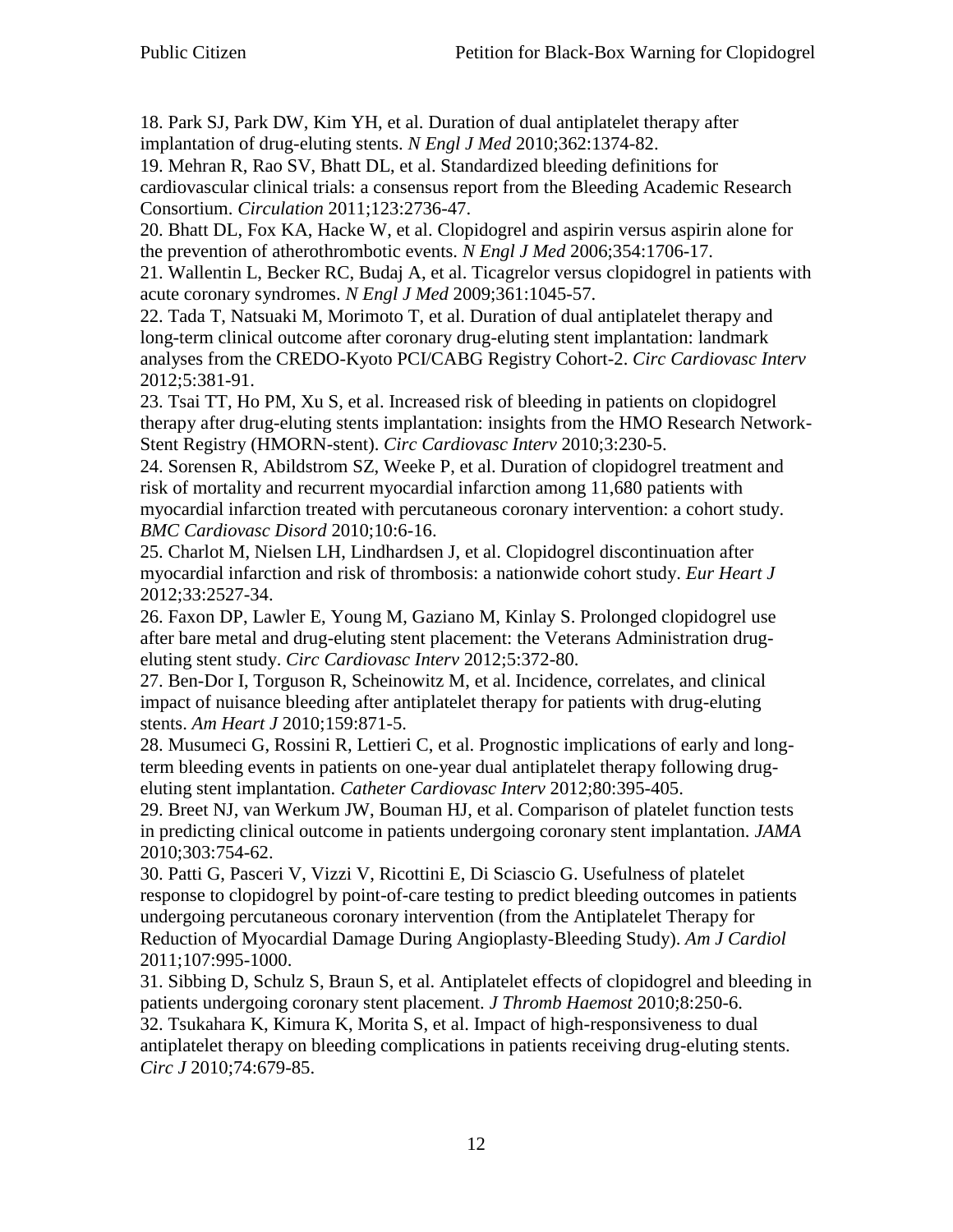18. Park SJ, Park DW, Kim YH, et al. Duration of dual antiplatelet therapy after implantation of drug-eluting stents. *N Engl J Med* 2010;362:1374-82.
19. Mehran R, Rao SV, Bhatt DL, et al. Standardized bleeding definitions for cardiovascular clinical trials: a consensus report from the Bleeding Academic Research Consortium. *Circulation* 2011;123:2736-47.
20. Bhatt DL, Fox KA, Hacke W, et al. Clopidogrel and aspirin versus aspirin alone for the prevention of atherothrombotic events. *N Engl J Med* 2006;354:1706-17.
21. Wallentin L, Becker RC, Budaj A, et al. Ticagrelor versus clopidogrel in patients with acute coronary syndromes. *N Engl J Med* 2009;361:1045-57.
22. Tada T, Natsuaki M, Morimoto T, et al. Duration of dual antiplatelet therapy and long-term clinical outcome after coronary drug-eluting stent implantation: landmark analyses from the CREDO-Kyoto PCI/CABG Registry Cohort-2. *Circ Cardiovasc Interv* 2012;5:381-91.
23. Tsai TT, Ho PM, Xu S, et al. Increased risk of bleeding in patients on clopidogrel therapy after drug-eluting stents implantation: insights from the HMO Research Network-Stent Registry (HMORN-stent). *Circ Cardiovasc Interv* 2010;3:230-5.
24. Sorensen R, Abildstrom SZ, Weeke P, et al. Duration of clopidogrel treatment and risk of mortality and recurrent myocardial infarction among 11,680 patients with myocardial infarction treated with percutaneous coronary intervention: a cohort study. *BMC Cardiovasc Disord* 2010;10:6-16.
25. Charlot M, Nielsen LH, Lindhardsen J, et al. Clopidogrel discontinuation after myocardial infarction and risk of thrombosis: a nationwide cohort study. *Eur Heart J* 2012;33:2527-34.
26. Faxon DP, Lawler E, Young M, Gaziano M, Kinlay S. Prolonged clopidogrel use after bare metal and drug-eluting stent placement: the Veterans Administration drug-eluting stent study. *Circ Cardiovasc Interv* 2012;5:372-80.
27. Ben-Dor I, Torguson R, Scheinowitz M, et al. Incidence, correlates, and clinical impact of nuisance bleeding after antiplatelet therapy for patients with drug-eluting stents. *Am Heart J* 2010;159:871-5.
28. Musumeci G, Rossini R, Lettieri C, et al. Prognostic implications of early and long-term bleeding events in patients on one-year dual antiplatelet therapy following drug-eluting stent implantation. *Catheter Cardiovasc Interv* 2012;80:395-405.
29. Breet NJ, van Werkum JW, Bouman HJ, et al. Comparison of platelet function tests in predicting clinical outcome in patients undergoing coronary stent implantation. *JAMA* 2010;303:754-62.
30. Patti G, Pasceri V, Vizzi V, Ricottini E, Di Sciascio G. Usefulness of platelet response to clopidogrel by point-of-care testing to predict bleeding outcomes in patients undergoing percutaneous coronary intervention (from the Antiplatelet Therapy for Reduction of Myocardial Damage During Angioplasty-Bleeding Study). *Am J Cardiol* 2011;107:995-1000.
31. Sibbing D, Schulz S, Braun S, et al. Antiplatelet effects of clopidogrel and bleeding in patients undergoing coronary stent placement. *J Thromb Haemost* 2010;8:250-6.
32. Tsukahara K, Kimura K, Morita S, et al. Impact of high-responsiveness to dual antiplatelet therapy on bleeding complications in patients receiving drug-eluting stents. *Circ J* 2010;74:679-85.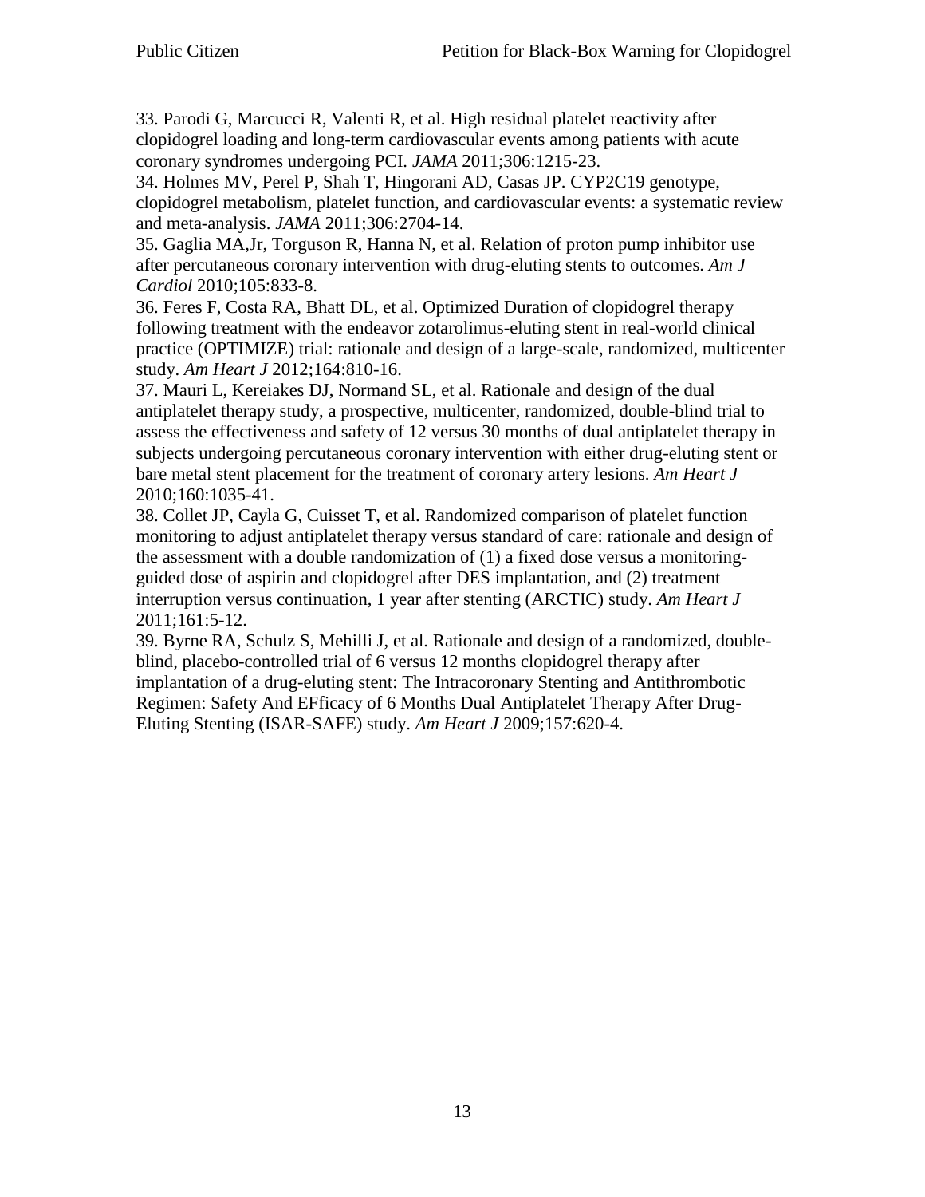33. Parodi G, Marcucci R, Valenti R, et al. High residual platelet reactivity after clopidogrel loading and long-term cardiovascular events among patients with acute coronary syndromes undergoing PCI. *JAMA* 2011;306:1215-23.

34. Holmes MV, Perel P, Shah T, Hingorani AD, Casas JP. CYP2C19 genotype, clopidogrel metabolism, platelet function, and cardiovascular events: a systematic review and meta-analysis. *JAMA* 2011;306:2704-14.

35. Gaglia MA,Jr, Torguson R, Hanna N, et al. Relation of proton pump inhibitor use after percutaneous coronary intervention with drug-eluting stents to outcomes. *Am J Cardiol* 2010;105:833-8.

36. Feres F, Costa RA, Bhatt DL, et al. Optimized Duration of clopidogrel therapy following treatment with the endeavor zotarolimus-eluting stent in real-world clinical practice (OPTIMIZE) trial: rationale and design of a large-scale, randomized, multicenter study. *Am Heart J* 2012;164:810-16.

37. Mauri L, Kereiakes DJ, Normand SL, et al. Rationale and design of the dual antiplatelet therapy study, a prospective, multicenter, randomized, double-blind trial to assess the effectiveness and safety of 12 versus 30 months of dual antiplatelet therapy in subjects undergoing percutaneous coronary intervention with either drug-eluting stent or bare metal stent placement for the treatment of coronary artery lesions. *Am Heart J* 2010;160:1035-41.

38. Collet JP, Cayla G, Cuisset T, et al. Randomized comparison of platelet function monitoring to adjust antiplatelet therapy versus standard of care: rationale and design of the assessment with a double randomization of (1) a fixed dose versus a monitoring-guided dose of aspirin and clopidogrel after DES implantation, and (2) treatment interruption versus continuation, 1 year after stenting (ARCTIC) study. *Am Heart J* 2011;161:5-12.

39. Byrne RA, Schulz S, Mehilli J, et al. Rationale and design of a randomized, double-blind, placebo-controlled trial of 6 versus 12 months clopidogrel therapy after implantation of a drug-eluting stent: The Intracoronary Stenting and Antithrombotic Regimen: Safety And EFficacy of 6 Months Dual Antiplatelet Therapy After Drug-Eluting Stenting (ISAR-SAFE) study. *Am Heart J* 2009;157:620-4.